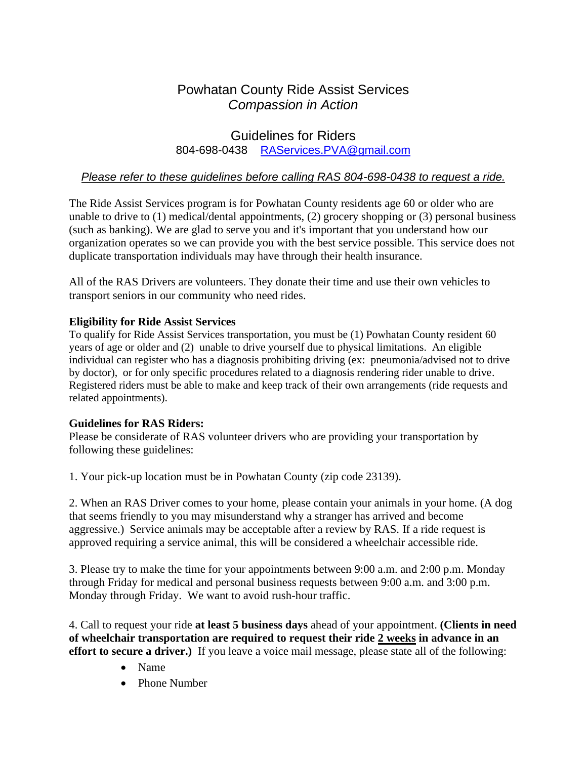# Powhatan County Ride Assist Services

*Compassion in Action*

## Guidelines for Riders

804-698-0438 RAServices.PVA@gmail.com

*Please refer to these guidelines before calling RAS 804-698-0438 to request a ride.*

The Ride Assist Services program is for Powhatan County residents age 60 or older who are unable to drive to (1) medical/dental appointments, (2) grocery shopping or (3) personal business (such as banking). We are glad to serve you and it's important that you understand how our organization operates so we can provide you with the best service possible. This service does not duplicate transportation individuals may have through their health insurance.

All of the RAS Drivers are volunteers. They donate their time and use their own vehicles to transport seniors in our community who need rides.

**Eligibility for Ride Assist Services**

To qualify for Ride Assist Services transportation, you must be (1) Powhatan County resident 60 years of age or older and (2) unable to drive yourself due to physical limitations. An eligible individual can register who has a diagnosis prohibiting driving (ex: pneumonia/advised not to drive by doctor), or for only specific procedures related to a diagnosis rendering rider unable to drive. Registered riders must be able to make and keep track of their own arrangements (ride requests and related appointments).

**Guidelines for RAS Riders:**

Please be considerate of RAS volunteer drivers who are providing your transportation by following these guidelines:

1. Your pick-up location must be in Powhatan County (zip code 23139).

2. When an RAS Driver comes to your home, please contain your animals in your home. (A dog that seems friendly to you may misunderstand why a stranger has arrived and become aggressive.) Service animals may be acceptable after a review by RAS. If a ride request is approved requiring a service animal, this will be considered a wheelchair accessible ride.

3. Please try to make the time for your appointments between 9:00 a.m. and 2:00 p.m. Monday through Friday for medical and personal business requests between 9:00 a.m. and 3:00 p.m. Monday through Friday. We want to avoid rush-hour traffic.

4. Call to request your ride **at least 5 business days** ahead of your appointment. **(Clients in need of wheelchair transportation are required to request their ride 2 weeks in advance in an effort to secure a driver.)** If you leave a voice mail message, please state all of the following:

- Name
- Phone Number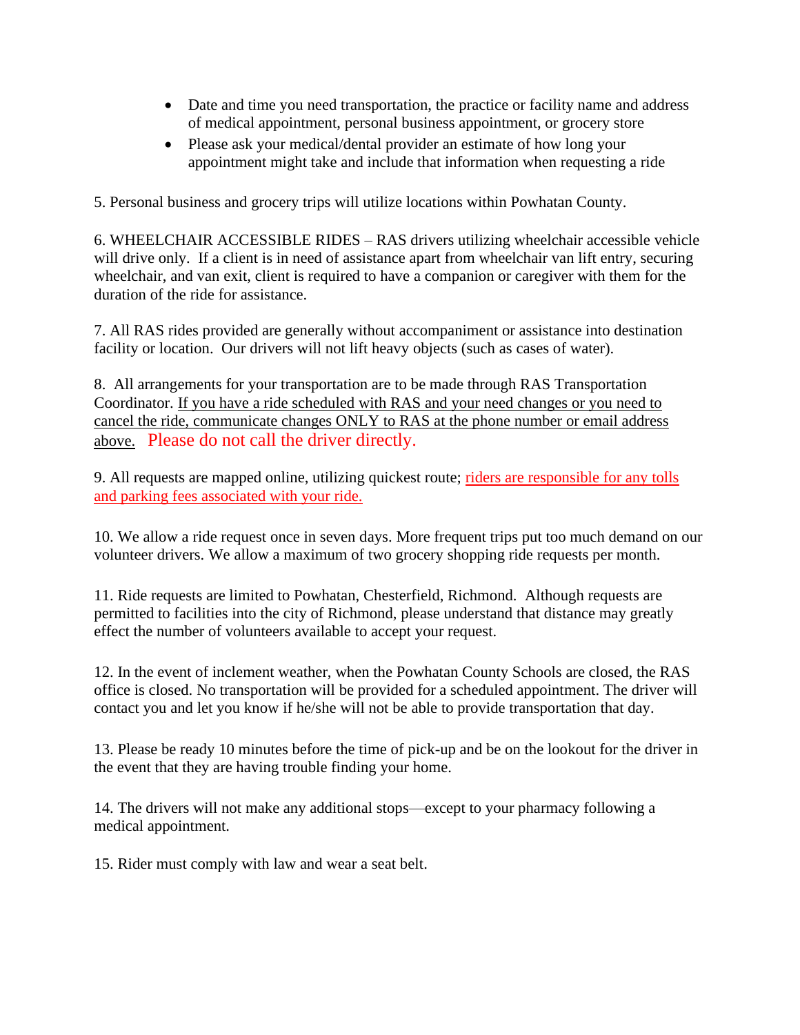- Date and time you need transportation, the practice or facility name and address of medical appointment, personal business appointment, or grocery store
- Please ask your medical/dental provider an estimate of how long your appointment might take and include that information when requesting a ride

5. Personal business and grocery trips will utilize locations within Powhatan County.

6. WHEELCHAIR ACCESSIBLE RIDES – RAS drivers utilizing wheelchair accessible vehicle will drive only. If a client is in need of assistance apart from wheelchair van lift entry, securing wheelchair, and van exit, client is required to have a companion or caregiver with them for the duration of the ride for assistance.

7. All RAS rides provided are generally without accompaniment or assistance into destination facility or location. Our drivers will not lift heavy objects (such as cases of water).

8. All arrangements for your transportation are to be made through RAS Transportation Coordinator. If you have a ride scheduled with RAS and your need changes or you need to cancel the ride, communicate changes ONLY to RAS at the phone number or email address above. Please do not call the driver directly.

9. All requests are mapped online, utilizing quickest route; riders are responsible for any tolls and parking fees associated with your ride.

10. We allow a ride request once in seven days. More frequent trips put too much demand on our volunteer drivers. We allow a maximum of two grocery shopping ride requests per month.

11. Ride requests are limited to Powhatan, Chesterfield, Richmond. Although requests are permitted to facilities into the city of Richmond, please understand that distance may greatly effect the number of volunteers available to accept your request.

12. In the event of inclement weather, when the Powhatan County Schools are closed, the RAS office is closed. No transportation will be provided for a scheduled appointment. The driver will contact you and let you know if he/she will not be able to provide transportation that day.

13. Please be ready 10 minutes before the time of pick-up and be on the lookout for the driver in the event that they are having trouble finding your home.

14. The drivers will not make any additional stops—except to your pharmacy following a medical appointment.

15. Rider must comply with law and wear a seat belt.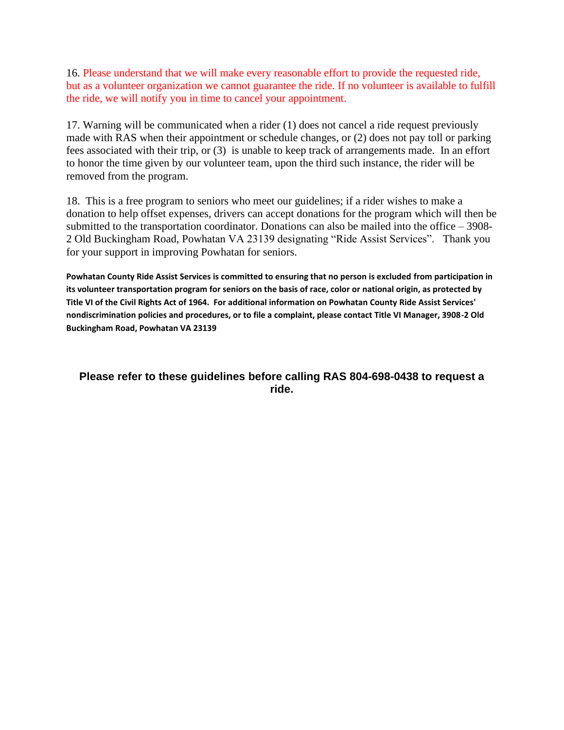16. Please understand that we will make every reasonable effort to provide the requested ride, but as a volunteer organization we cannot guarantee the ride. If no volunteer is available to fulfill the ride, we will notify you in time to cancel your appointment.

17. Warning will be communicated when a rider (1) does not cancel a ride request previously made with RAS when their appointment or schedule changes, or (2) does not pay toll or parking fees associated with their trip, or (3) is unable to keep track of arrangements made. In an effort to honor the time given by our volunteer team, upon the third such instance, the rider will be removed from the program.

18. This is a free program to seniors who meet our guidelines; if a rider wishes to make a donation to help offset expenses, drivers can accept donations for the program which will then be submitted to the transportation coordinator. Donations can also be mailed into the office – 3908-2 Old Buckingham Road, Powhatan VA 23139 designating "Ride Assist Services". Thank you for your support in improving Powhatan for seniors.

**Powhatan County Ride Assist Services is committed to ensuring that no person is excluded from participation in its volunteer transportation program for seniors on the basis of race, color or national origin, as protected by Title VI of the Civil Rights Act of 1964. For additional information on Powhatan County Ride Assist Services' nondiscrimination policies and procedures, or to file a complaint, please contact Title VI Manager, 3908-2 Old Buckingham Road, Powhatan VA 23139**

**Please refer to these guidelines before calling RAS 804-698-0438 to request a ride.**